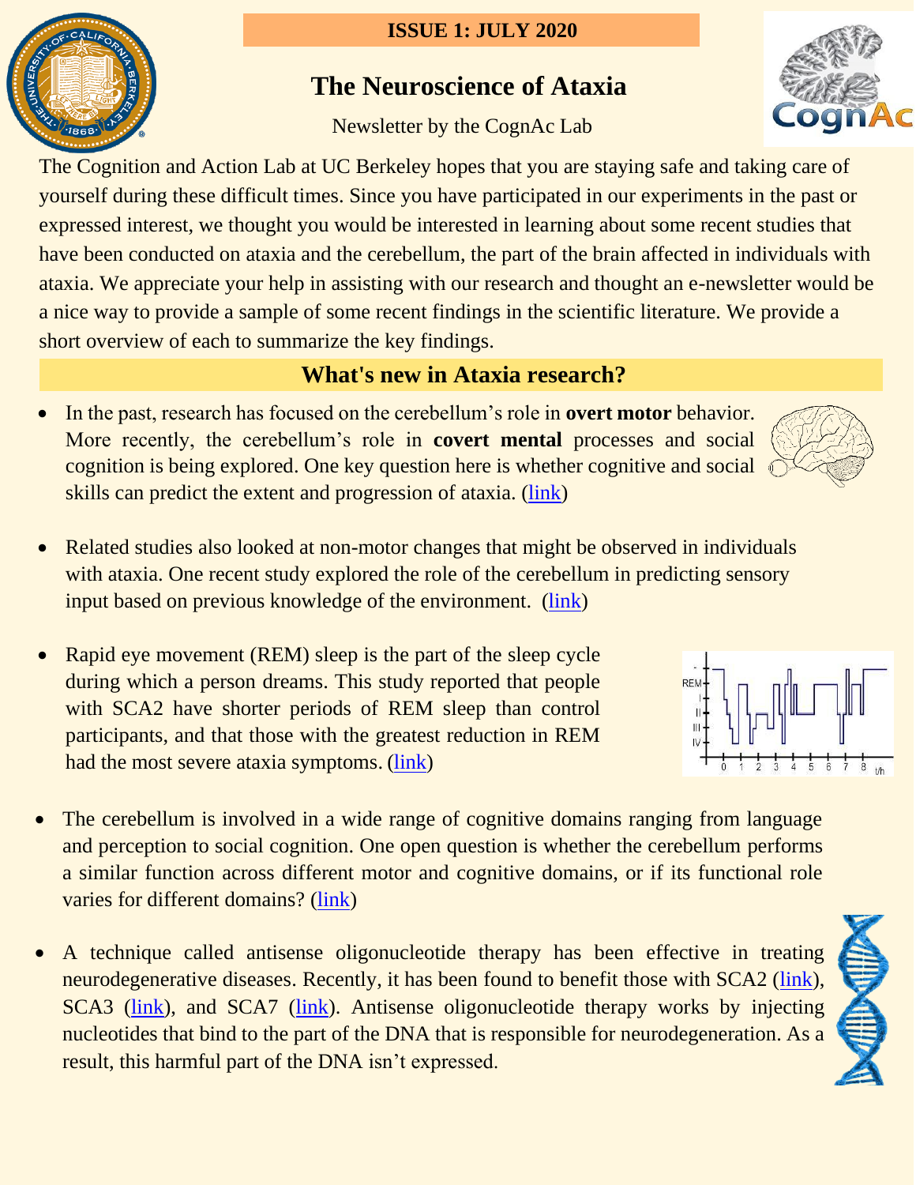**ISSUE 1: JULY 2020**

# The Neuroscience of Ataxia

Newsletter by the CognAc Lab

The Cognition and Action Lab at UC Berkeley hopes that you are staying safe and taking care of yourself during these difficult times. Since you have participated in our experiments in the past or expressed interest, we thought you would be interested in learning about some recent studies that have been conducted on ataxia and the cerebellum, the part of the brain affected in individuals with ataxia. We appreciate your help in assisting with our research and thought an e-newsletter would be a nice way to provide a sample of some recent findings in the scientific literature. We provide a short overview of each to summarize the key findings.

## What's new in Ataxia research?

- In the past, research has focused on the cerebellum's role in **overt motor** behavior. More recently, the cerebellum's role in **covert mental** processes and social cognition is being explored. One key question here is whether cognitive and social skills can predict the extent and progression of ataxia. (link)

- Related studies also looked at non-motor changes that might be observed in individuals with ataxia. One recent study explored the role of the cerebellum in predicting sensory input based on previous knowledge of the environment. (link)

- Rapid eye movement (REM) sleep is the part of the sleep cycle during which a person dreams. This study reported that people with SCA2 have shorter periods of REM sleep than control participants, and that those with the greatest reduction in REM had the most severe ataxia symptoms. (link)

- The cerebellum is involved in a wide range of cognitive domains ranging from language and perception to social cognition. One open question is whether the cerebellum performs a similar function across different motor and cognitive domains, or if its functional role varies for different domains? (link)

- A technique called antisense oligonucleotide therapy has been effective in treating neurodegenerative diseases. Recently, it has been found to benefit those with SCA2 (link), SCA3 (link), and SCA7 (link). Antisense oligonucleotide therapy works by injecting nucleotides that bind to the part of the DNA that is responsible for neurodegeneration. As a result, this harmful part of the DNA isn't expressed.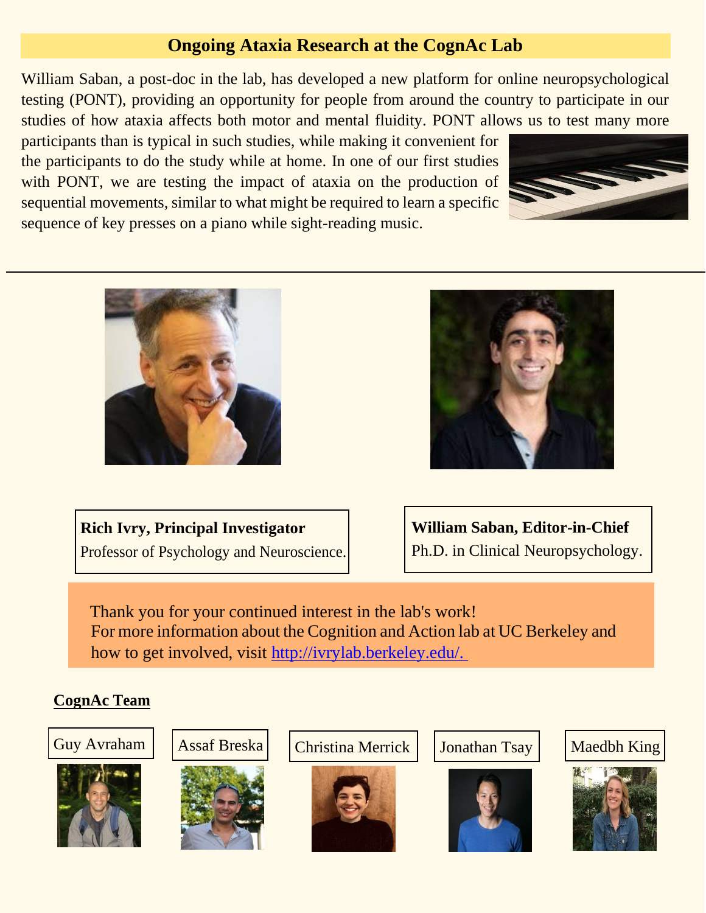## Ongoing Ataxia Research at the CognAc Lab

William Saban, a post-doc in the lab, has developed a new platform for online neuropsychological testing (PONT), providing an opportunity for people from around the country to participate in our studies of how ataxia affects both motor and mental fluidity. PONT allows us to test many more participants than is typical in such studies, while making it convenient for the participants to do the study while at home. In one of our first studies with PONT, we are testing the impact of ataxia on the production of sequential movements, similar to what might be required to learn a specific sequence of key presses on a piano while sight-reading music.

---

**Rich Ivry, Principal Investigator**
Professor of Psychology and Neuroscience.

**William Saban, Editor-in-Chief**
Ph.D. in Clinical Neuropsychology.

Thank you for your continued interest in the lab's work!
For more information about the Cognition and Action lab at UC Berkeley and how to get involved, visit [http://ivrylab.berkeley.edu/.](http://ivrylab.berkeley.edu/)

**CognAc Team**

Guy Avraham

Assaf Breska

Christina Merrick

Jonathan Tsay

Maedbh King